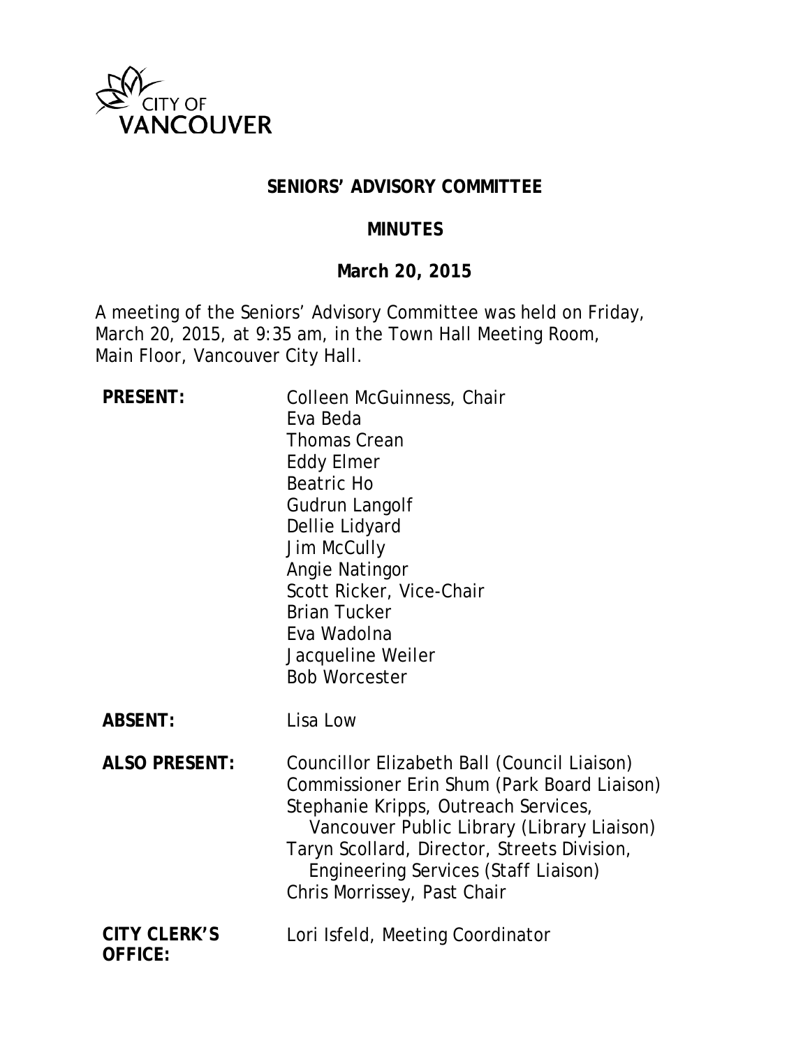CITY OF VANCOUVER

# SENIORS' ADVISORY COMMITTEE

## MINUTES

### March 20, 2015

A meeting of the Seniors' Advisory Committee was held on Friday, March 20, 2015, at 9:35 am, in the Town Hall Meeting Room, Main Floor, Vancouver City Hall.

| | |
|---|---|
| **PRESENT:** | Colleen McGuinness, Chair<br>Eva Beda<br>Thomas Crean<br>Eddy Elmer<br>Beatric Ho<br>Gudrun Langolf<br>Dellie Lidyard<br>Jim McCully<br>Angie Natingor<br>Scott Ricker, Vice-Chair<br>Brian Tucker<br>Eva Wadolna<br>Jacqueline Weiler<br>Bob Worcester |
| **ABSENT:** | Lisa Low |
| **ALSO PRESENT:** | Councillor Elizabeth Ball (Council Liaison)<br>Commissioner Erin Shum (Park Board Liaison)<br>Stephanie Kripps, Outreach Services, Vancouver Public Library (Library Liaison)<br>Taryn Scollard, Director, Streets Division, Engineering Services (Staff Liaison)<br>Chris Morrissey, Past Chair |
| **CITY CLERK'S OFFICE:** | Lori Isfeld, Meeting Coordinator |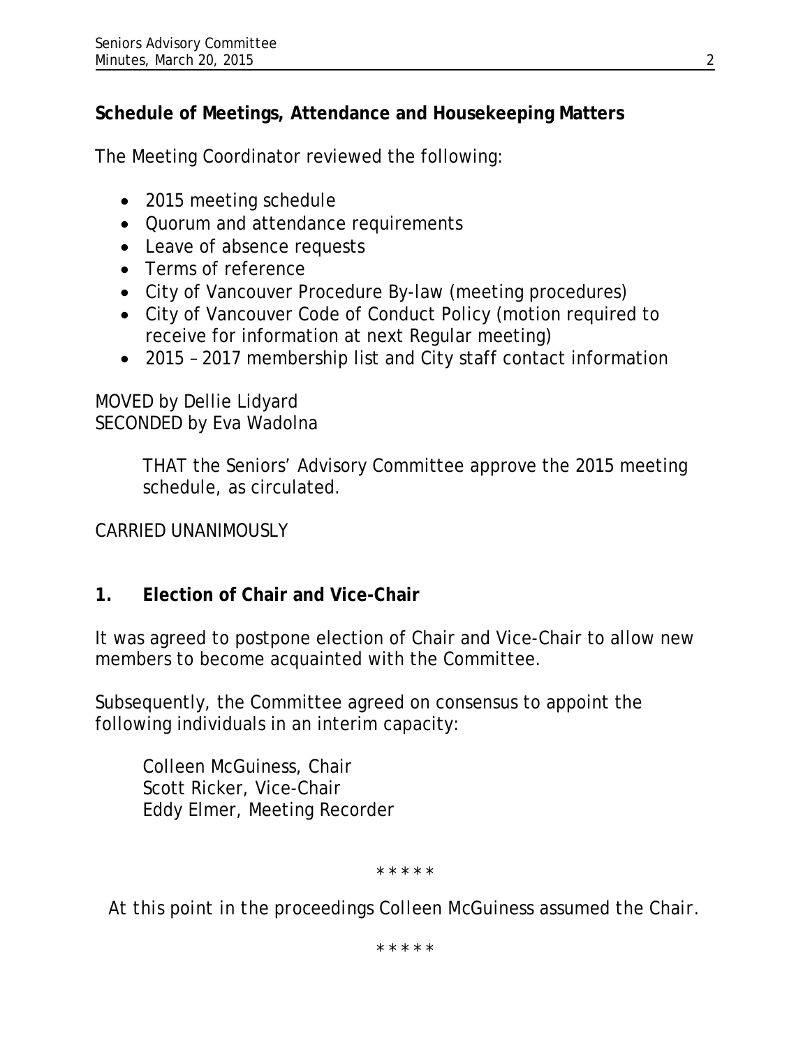**Schedule of Meetings, Attendance and Housekeeping Matters**

The Meeting Coordinator reviewed the following:

- 2015 meeting schedule
- Quorum and attendance requirements
- Leave of absence requests
- Terms of reference
- City of Vancouver Procedure By-law (meeting procedures)
- City of Vancouver Code of Conduct Policy (motion required to receive for information at next Regular meeting)
- 2015 – 2017 membership list and City staff contact information

MOVED by Dellie Lidyard
SECONDED by Eva Wadolna

> THAT the Seniors' Advisory Committee approve the 2015 meeting schedule, as circulated.

CARRIED UNANIMOUSLY

## 1. Election of Chair and Vice-Chair

It was agreed to postpone election of Chair and Vice-Chair to allow new members to become acquainted with the Committee.

Subsequently, the Committee agreed on consensus to appoint the following individuals in an interim capacity:

> Colleen McGuiness, Chair
> Scott Ricker, Vice-Chair
> Eddy Elmer, Meeting Recorder

* * * * *

*At this point in the proceedings Colleen McGuiness assumed the Chair.*

* * * * *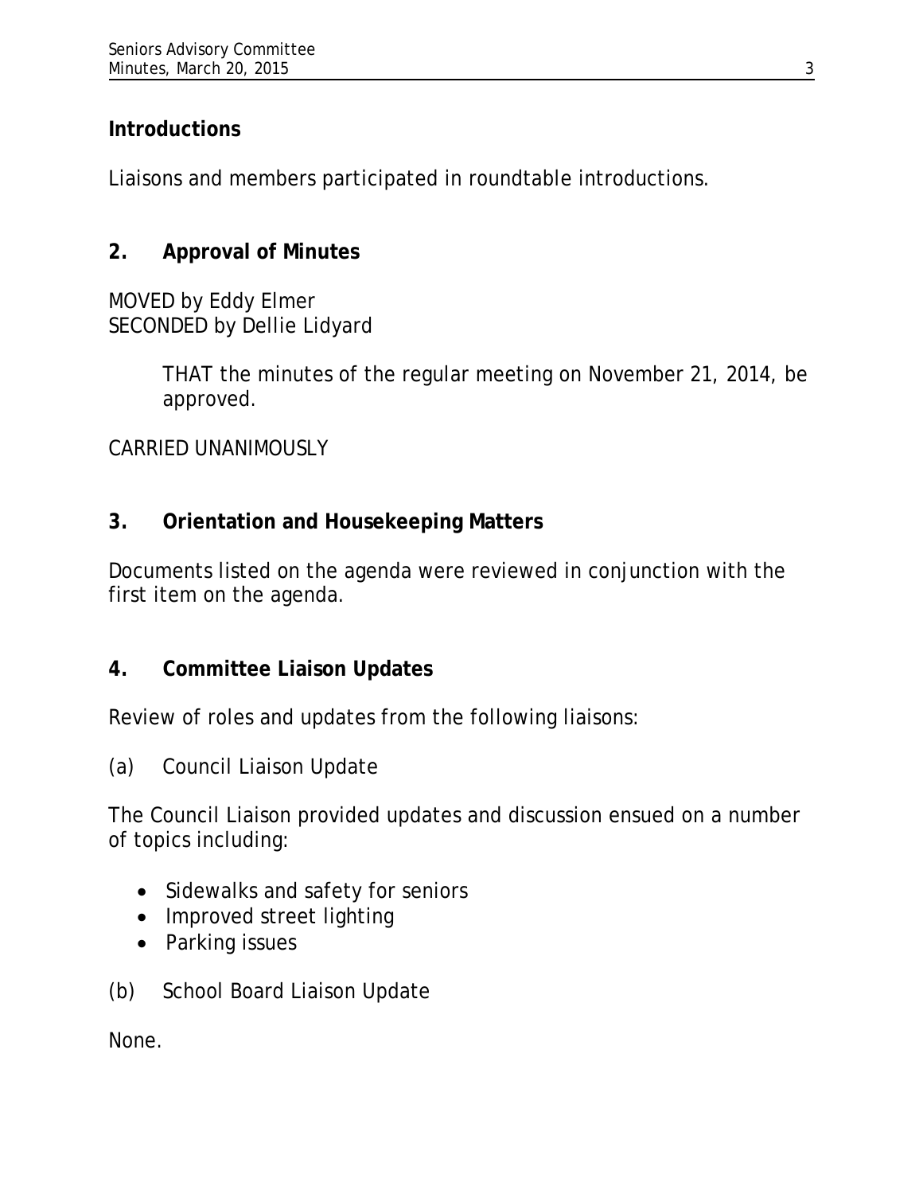## Introductions

Liaisons and members participated in roundtable introductions.

## 2. Approval of Minutes

MOVED by Eddy Elmer
SECONDED by Dellie Lidyard

> THAT the minutes of the regular meeting on November 21, 2014, be approved.

CARRIED UNANIMOUSLY

## 3. Orientation and Housekeeping Matters

Documents listed on the agenda were reviewed in conjunction with the first item on the agenda.

## 4. Committee Liaison Updates

Review of roles and updates from the following liaisons:

(a) Council Liaison Update

The Council Liaison provided updates and discussion ensued on a number of topics including:

- Sidewalks and safety for seniors
- Improved street lighting
- Parking issues

(b) School Board Liaison Update

None.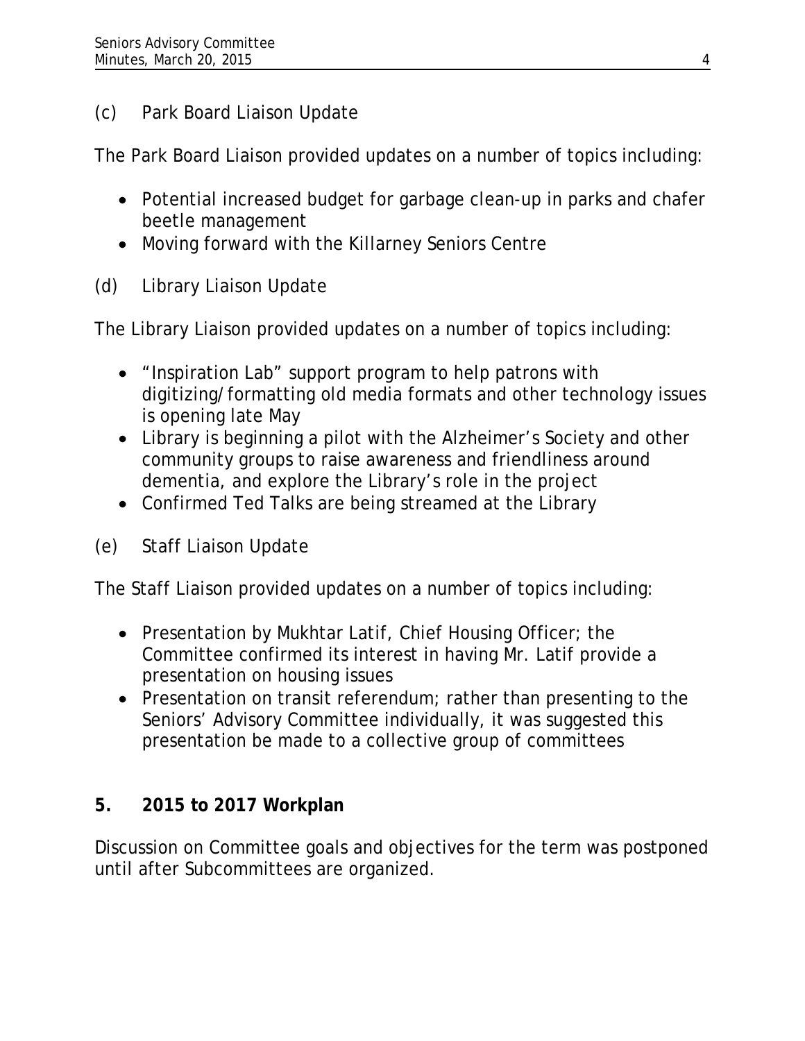(c) Park Board Liaison Update

The Park Board Liaison provided updates on a number of topics including:

- Potential increased budget for garbage clean-up in parks and chafer beetle management
- Moving forward with the Killarney Seniors Centre

(d) Library Liaison Update

The Library Liaison provided updates on a number of topics including:

- "Inspiration Lab" support program to help patrons with digitizing/formatting old media formats and other technology issues is opening late May
- Library is beginning a pilot with the Alzheimer's Society and other community groups to raise awareness and friendliness around dementia, and explore the Library's role in the project
- Confirmed Ted Talks are being streamed at the Library

(e) Staff Liaison Update

The Staff Liaison provided updates on a number of topics including:

- Presentation by Mukhtar Latif, Chief Housing Officer; the Committee confirmed its interest in having Mr. Latif provide a presentation on housing issues
- Presentation on transit referendum; rather than presenting to the Seniors' Advisory Committee individually, it was suggested this presentation be made to a collective group of committees

## 5. 2015 to 2017 Workplan

Discussion on Committee goals and objectives for the term was postponed until after Subcommittees are organized.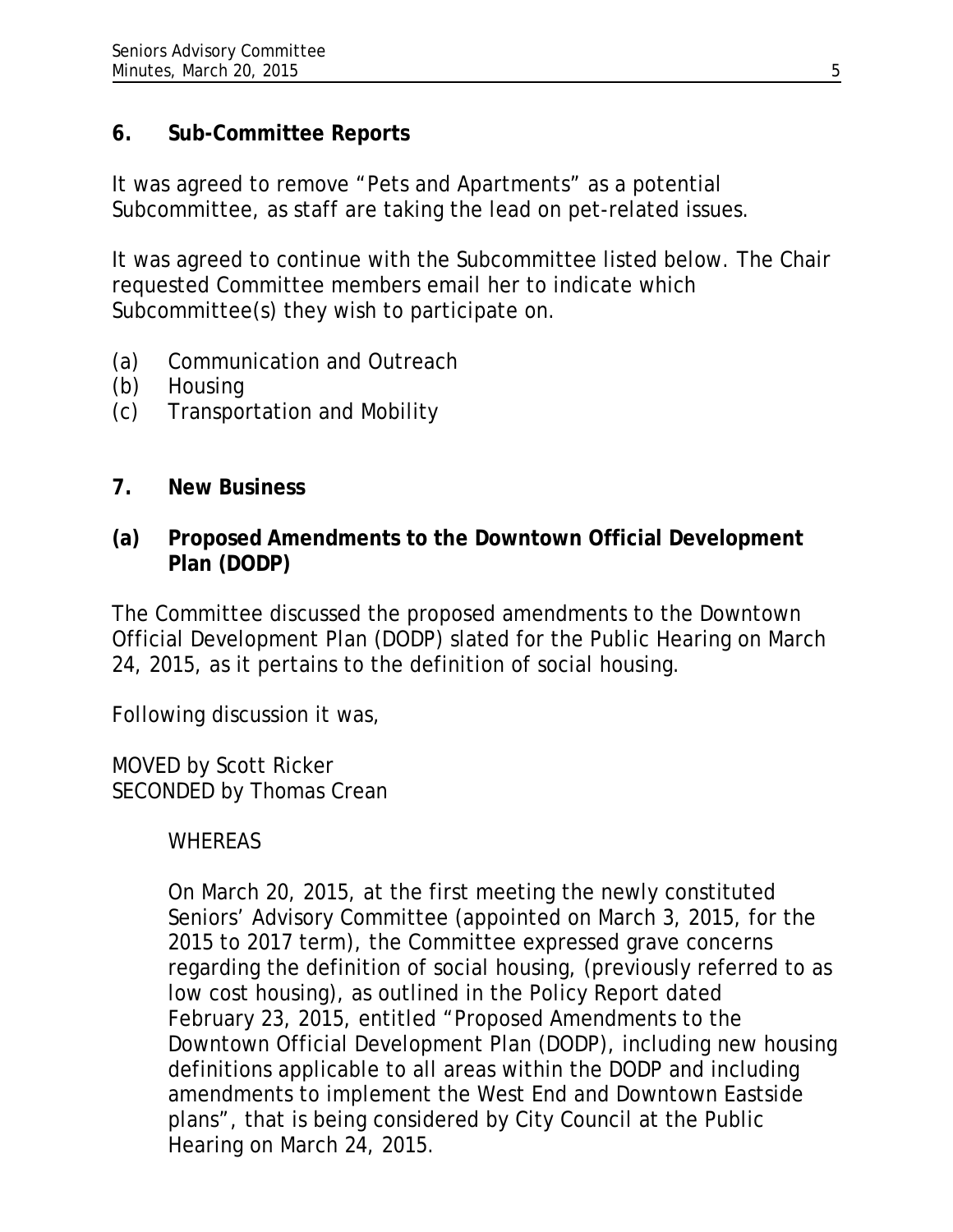## 6. Sub-Committee Reports

It was agreed to remove "Pets and Apartments" as a potential Subcommittee, as staff are taking the lead on pet-related issues.

It was agreed to continue with the Subcommittee listed below. The Chair requested Committee members email her to indicate which Subcommittee(s) they wish to participate on.

(a) Communication and Outreach
(b) Housing
(c) Transportation and Mobility

## 7. New Business

### (a) Proposed Amendments to the Downtown Official Development Plan (DODP)

The Committee discussed the proposed amendments to the Downtown Official Development Plan (DODP) slated for the Public Hearing on March 24, 2015, as it pertains to the definition of social housing.

Following discussion it was,

MOVED by Scott Ricker
SECONDED by Thomas Crean

> WHEREAS
>
> On March 20, 2015, at the first meeting the newly constituted Seniors' Advisory Committee (appointed on March 3, 2015, for the 2015 to 2017 term), the Committee expressed grave concerns regarding the definition of social housing, (previously referred to as low cost housing), as outlined in the Policy Report dated February 23, 2015, entitled "Proposed Amendments to the Downtown Official Development Plan (DODP), including new housing definitions applicable to all areas within the DODP and including amendments to implement the West End and Downtown Eastside plans", that is being considered by City Council at the Public Hearing on March 24, 2015.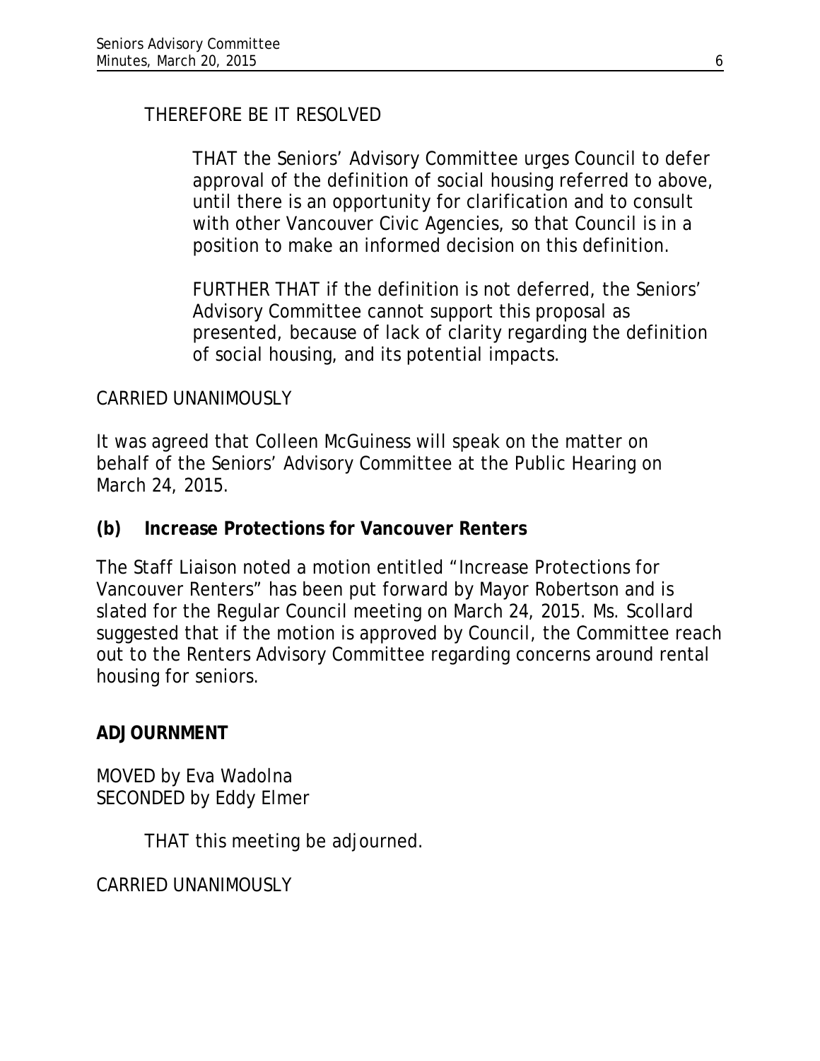THEREFORE BE IT RESOLVED

> THAT the Seniors' Advisory Committee urges Council to defer approval of the definition of social housing referred to above, until there is an opportunity for clarification and to consult with other Vancouver Civic Agencies, so that Council is in a position to make an informed decision on this definition.
>
> FURTHER THAT if the definition is not deferred, the Seniors' Advisory Committee cannot support this proposal as presented, because of lack of clarity regarding the definition of social housing, and its potential impacts.

CARRIED UNANIMOUSLY

It was agreed that Colleen McGuiness will speak on the matter on behalf of the Seniors' Advisory Committee at the Public Hearing on March 24, 2015.

**(b) Increase Protections for Vancouver Renters**

The Staff Liaison noted a motion entitled "Increase Protections for Vancouver Renters" has been put forward by Mayor Robertson and is slated for the Regular Council meeting on March 24, 2015. Ms. Scollard suggested that if the motion is approved by Council, the Committee reach out to the Renters Advisory Committee regarding concerns around rental housing for seniors.

**ADJOURNMENT**

MOVED by Eva Wadolna
SECONDED by Eddy Elmer

> THAT this meeting be adjourned.

CARRIED UNANIMOUSLY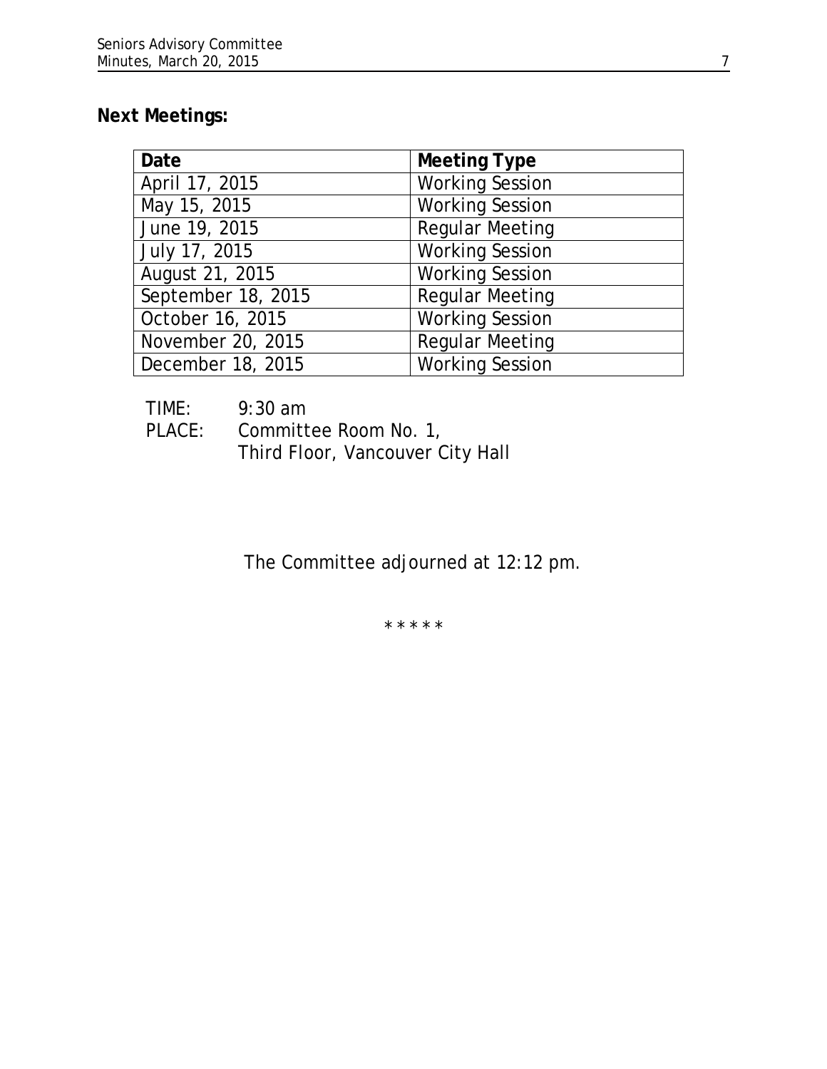**Next Meetings:**

| Date | Meeting Type |
|---|---|
| April 17, 2015 | Working Session |
| May 15, 2015 | Working Session |
| June 19, 2015 | Regular Meeting |
| July 17, 2015 | Working Session |
| August 21, 2015 | Working Session |
| September 18, 2015 | Regular Meeting |
| October 16, 2015 | Working Session |
| November 20, 2015 | Regular Meeting |
| December 18, 2015 | Working Session |

TIME: 9:30 am
PLACE: Committee Room No. 1,
Third Floor, Vancouver City Hall

The Committee adjourned at 12:12 pm.

* * * * *